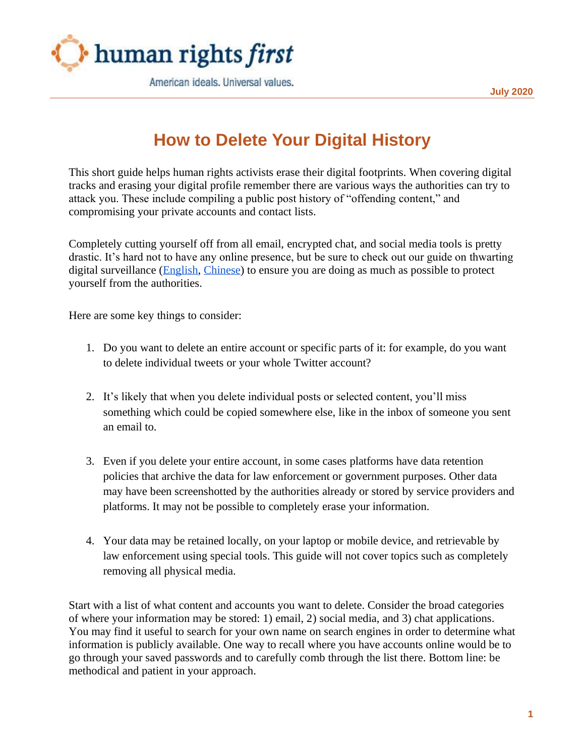human rights *first*

American ideals. Universal values.

July 2020

# How to Delete Your Digital History

This short guide helps human rights activists erase their digital footprints. When covering digital tracks and erasing your digital profile remember there are various ways the authorities can try to attack you. These include compiling a public post history of "offending content," and compromising your private accounts and contact lists.

Completely cutting yourself off from all email, encrypted chat, and social media tools is pretty drastic. It's hard not to have any online presence, but be sure to check out our guide on thwarting digital surveillance (English, Chinese) to ensure you are doing as much as possible to protect yourself from the authorities.

Here are some key things to consider:

1. Do you want to delete an entire account or specific parts of it: for example, do you want to delete individual tweets or your whole Twitter account?

2. It's likely that when you delete individual posts or selected content, you'll miss something which could be copied somewhere else, like in the inbox of someone you sent an email to.

3. Even if you delete your entire account, in some cases platforms have data retention policies that archive the data for law enforcement or government purposes. Other data may have been screenshotted by the authorities already or stored by service providers and platforms. It may not be possible to completely erase your information.

4. Your data may be retained locally, on your laptop or mobile device, and retrievable by law enforcement using special tools. This guide will not cover topics such as completely removing all physical media.

Start with a list of what content and accounts you want to delete. Consider the broad categories of where your information may be stored: 1) email, 2) social media, and 3) chat applications. You may find it useful to search for your own name on search engines in order to determine what information is publicly available. One way to recall where you have accounts online would be to go through your saved passwords and to carefully comb through the list there. Bottom line: be methodical and patient in your approach.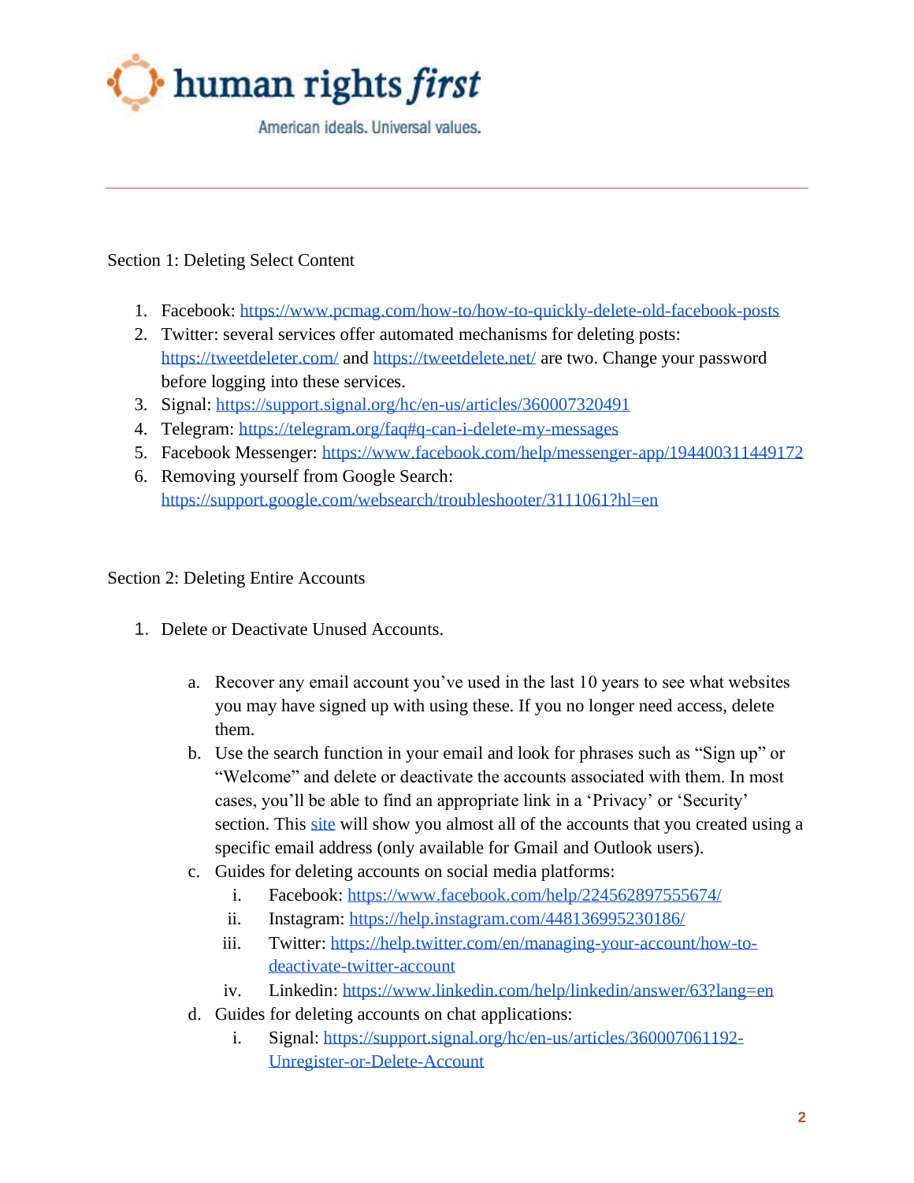Section 1: Deleting Select Content

1. Facebook: https://www.pcmag.com/how-to/how-to-quickly-delete-old-facebook-posts
2. Twitter: several services offer automated mechanisms for deleting posts: https://tweetdeleter.com/ and https://tweetdelete.net/ are two. Change your password before logging into these services.
3. Signal: https://support.signal.org/hc/en-us/articles/360007320491
4. Telegram: https://telegram.org/faq#q-can-i-delete-my-messages
5. Facebook Messenger: https://www.facebook.com/help/messenger-app/194400311449172
6. Removing yourself from Google Search: https://support.google.com/websearch/troubleshooter/3111061?hl=en

Section 2: Deleting Entire Accounts

1. Delete or Deactivate Unused Accounts.
   a. Recover any email account you've used in the last 10 years to see what websites you may have signed up with using these. If you no longer need access, delete them.
   b. Use the search function in your email and look for phrases such as "Sign up" or "Welcome" and delete or deactivate the accounts associated with them. In most cases, you'll be able to find an appropriate link in a 'Privacy' or 'Security' section. This site will show you almost all of the accounts that you created using a specific email address (only available for Gmail and Outlook users).
   c. Guides for deleting accounts on social media platforms:
      i. Facebook: https://www.facebook.com/help/224562897555674/
      ii. Instagram: https://help.instagram.com/448136995230186/
      iii. Twitter: https://help.twitter.com/en/managing-your-account/how-to-deactivate-twitter-account
      iv. Linkedin: https://www.linkedin.com/help/linkedin/answer/63?lang=en
   d. Guides for deleting accounts on chat applications:
      i. Signal: https://support.signal.org/hc/en-us/articles/360007061192-Unregister-or-Delete-Account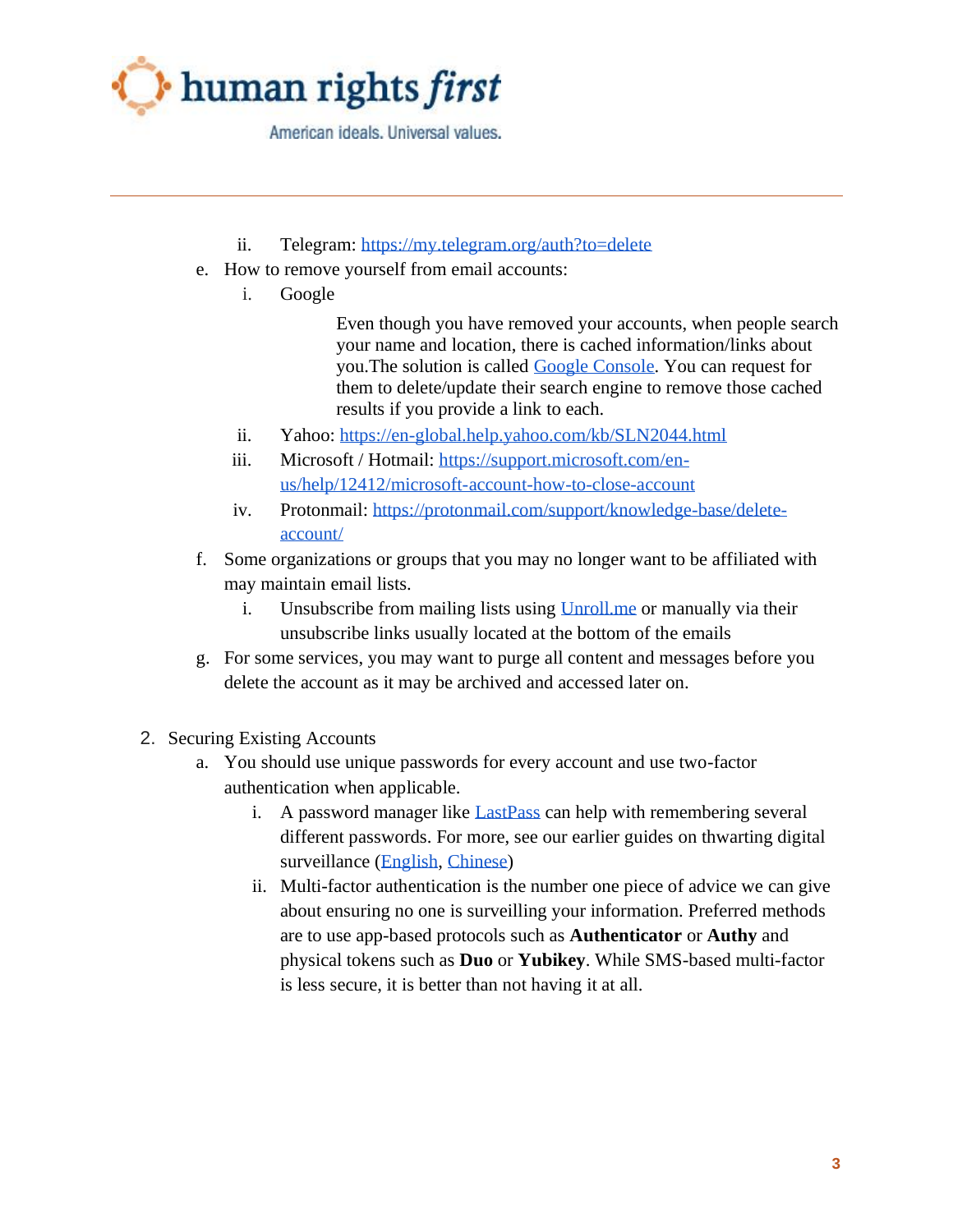ii. Telegram: [https://my.telegram.org/auth?to=delete](https://my.telegram.org/auth?to=delete)

e. How to remove yourself from email accounts:

   i. Google

      Even though you have removed your accounts, when people search your name and location, there is cached information/links about you.The solution is called [Google Console](). You can request for them to delete/update their search engine to remove those cached results if you provide a link to each.

   ii. Yahoo: [https://en-global.help.yahoo.com/kb/SLN2044.html](https://en-global.help.yahoo.com/kb/SLN2044.html)

   iii. Microsoft / Hotmail: [https://support.microsoft.com/en-us/help/12412/microsoft-account-how-to-close-account](https://support.microsoft.com/en-us/help/12412/microsoft-account-how-to-close-account)

   iv. Protonmail: [https://protonmail.com/support/knowledge-base/delete-account/](https://protonmail.com/support/knowledge-base/delete-account/)

f. Some organizations or groups that you may no longer want to be affiliated with may maintain email lists.

   i. Unsubscribe from mailing lists using [Unroll.me]() or manually via their unsubscribe links usually located at the bottom of the emails

g. For some services, you may want to purge all content and messages before you delete the account as it may be archived and accessed later on.

2. Securing Existing Accounts

   a. You should use unique passwords for every account and use two-factor authentication when applicable.

      i. A password manager like [LastPass]() can help with remembering several different passwords. For more, see our earlier guides on thwarting digital surveillance ([English](), [Chinese]())

      ii. Multi-factor authentication is the number one piece of advice we can give about ensuring no one is surveilling your information. Preferred methods are to use app-based protocols such as **Authenticator** or **Authy** and physical tokens such as **Duo** or **Yubikey**. While SMS-based multi-factor is less secure, it is better than not having it at all.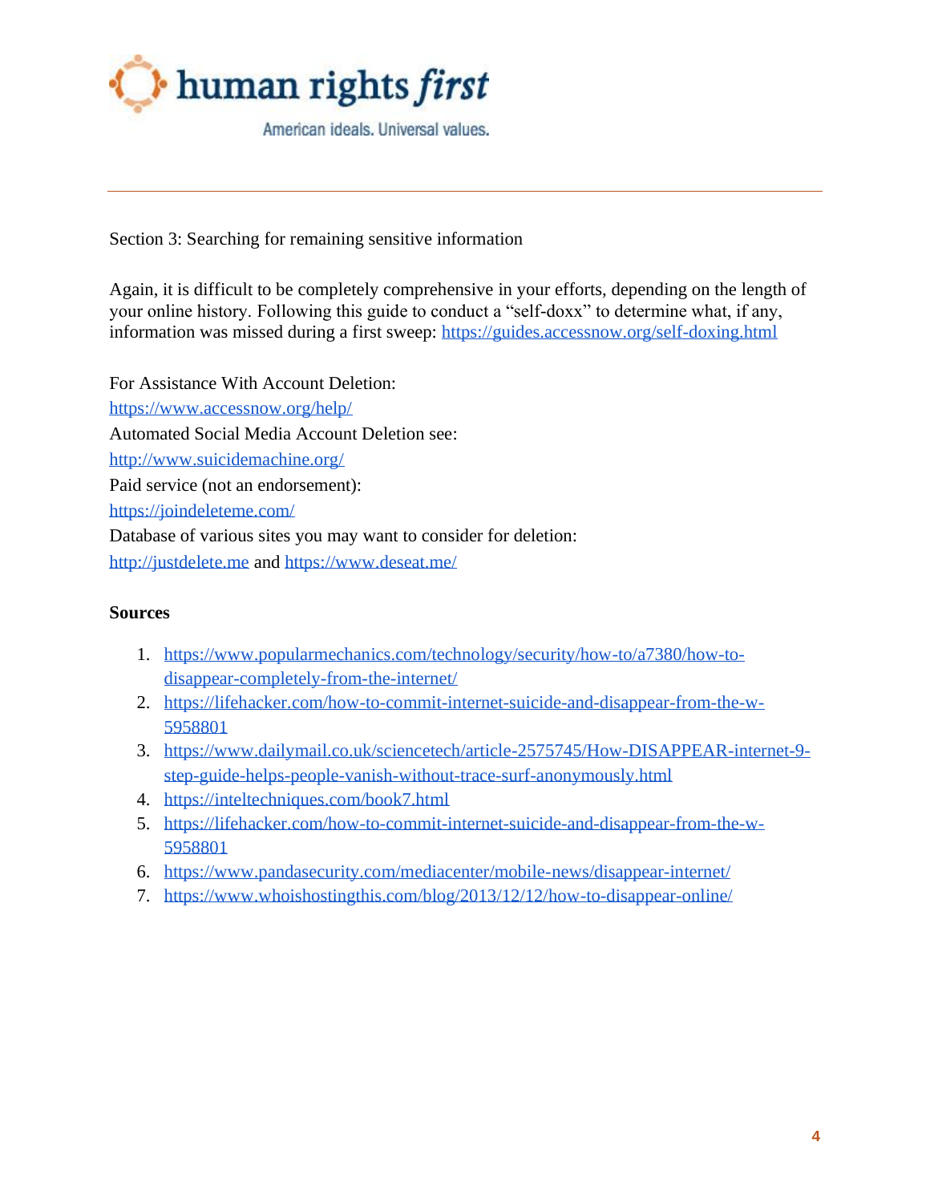Section 3: Searching for remaining sensitive information

Again, it is difficult to be completely comprehensive in your efforts, depending on the length of your online history. Following this guide to conduct a "self-doxx" to determine what, if any, information was missed during a first sweep: https://guides.accessnow.org/self-doxing.html

For Assistance With Account Deletion:
https://www.accessnow.org/help/
Automated Social Media Account Deletion see:
http://www.suicidemachine.org/
Paid service (not an endorsement):
https://joindeleteme.com/
Database of various sites you may want to consider for deletion:
http://justdelete.me and https://www.deseat.me/

**Sources**

1. https://www.popularmechanics.com/technology/security/how-to/a7380/how-to-disappear-completely-from-the-internet/
2. https://lifehacker.com/how-to-commit-internet-suicide-and-disappear-from-the-w-5958801
3. https://www.dailymail.co.uk/sciencetech/article-2575745/How-DISAPPEAR-internet-9-step-guide-helps-people-vanish-without-trace-surf-anonymously.html
4. https://inteltechniques.com/book7.html
5. https://lifehacker.com/how-to-commit-internet-suicide-and-disappear-from-the-w-5958801
6. https://www.pandasecurity.com/mediacenter/mobile-news/disappear-internet/
7. https://www.whoishostingthis.com/blog/2013/12/12/how-to-disappear-online/